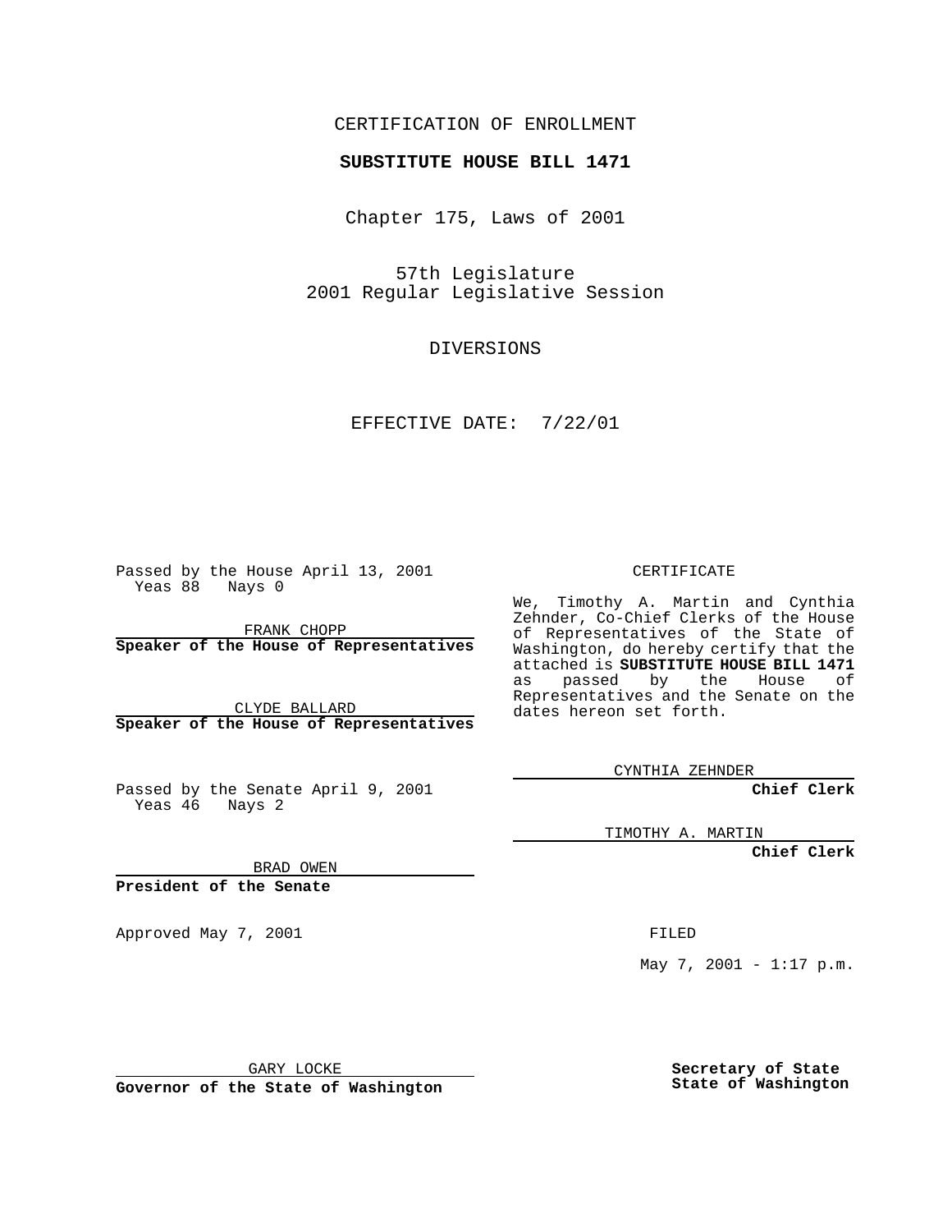CERTIFICATION OF ENROLLMENT

**SUBSTITUTE HOUSE BILL 1471**

Chapter 175, Laws of 2001

57th Legislature
2001 Regular Legislative Session

DIVERSIONS

EFFECTIVE DATE: 7/22/01

Passed by the House April 13, 2001
Yeas 88 Nays 0

FRANK CHOPP
**Speaker of the House of Representatives**

CLYDE BALLARD
**Speaker of the House of Representatives**

Passed by the Senate April 9, 2001
Yeas 46 Nays 2

BRAD OWEN
**President of the Senate**

Approved May 7, 2001

GARY LOCKE
**Governor of the State of Washington**

CERTIFICATE

We, Timothy A. Martin and Cynthia Zehnder, Co-Chief Clerks of the House of Representatives of the State of Washington, do hereby certify that the attached is **SUBSTITUTE HOUSE BILL 1471** as passed by the House of Representatives and the Senate on the dates hereon set forth.

CYNTHIA ZEHNDER
**Chief Clerk**

TIMOTHY A. MARTIN
**Chief Clerk**

FILED

May 7, 2001 - 1:17 p.m.

**Secretary of State**
**State of Washington**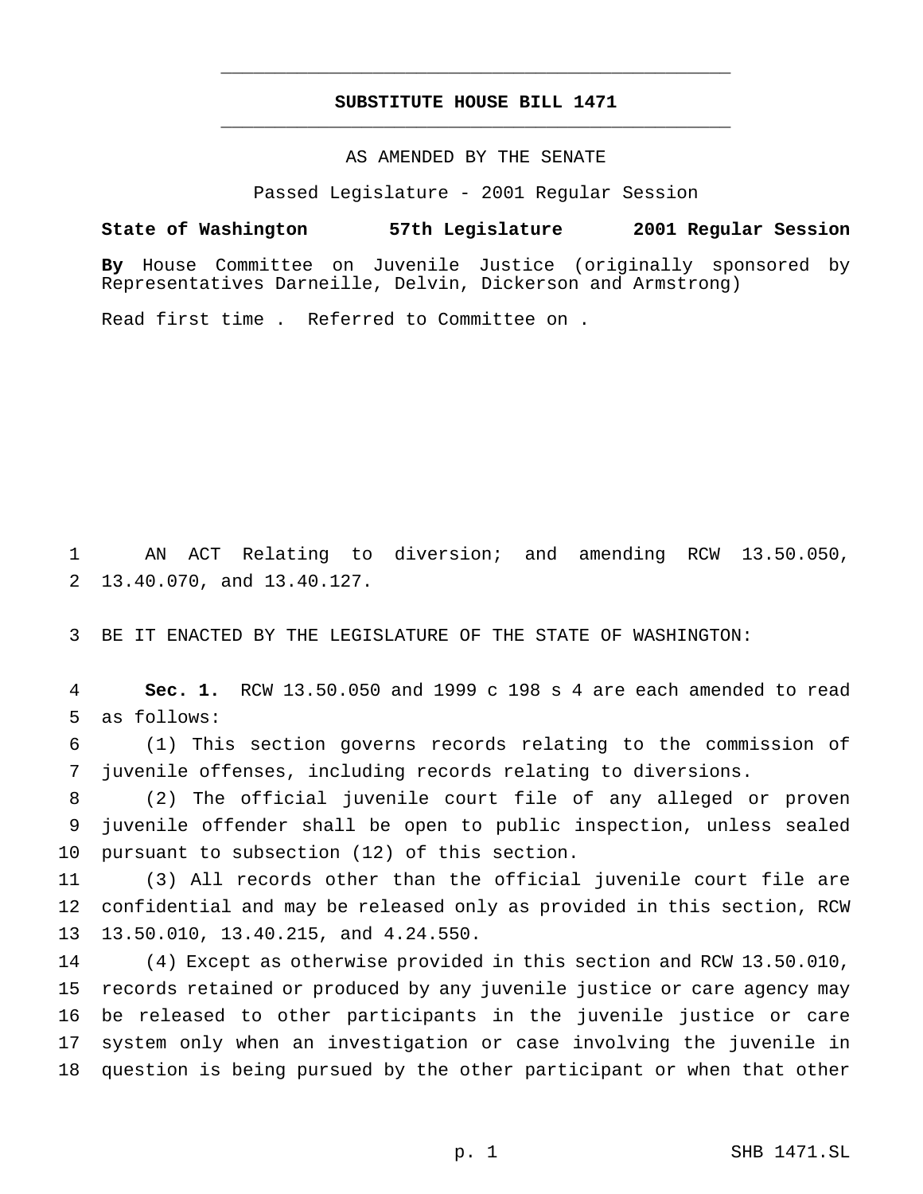# SUBSTITUTE HOUSE BILL 1471

AS AMENDED BY THE SENATE

Passed Legislature - 2001 Regular Session

**State of Washington 57th Legislature 2001 Regular Session**

**By** House Committee on Juvenile Justice (originally sponsored by Representatives Darneille, Delvin, Dickerson and Armstrong)

Read first time . Referred to Committee on .

AN ACT Relating to diversion; and amending RCW 13.50.050, 13.40.070, and 13.40.127.

BE IT ENACTED BY THE LEGISLATURE OF THE STATE OF WASHINGTON:

**Sec. 1.** RCW 13.50.050 and 1999 c 198 s 4 are each amended to read as follows:

(1) This section governs records relating to the commission of juvenile offenses, including records relating to diversions.

(2) The official juvenile court file of any alleged or proven juvenile offender shall be open to public inspection, unless sealed pursuant to subsection (12) of this section.

(3) All records other than the official juvenile court file are confidential and may be released only as provided in this section, RCW 13.50.010, 13.40.215, and 4.24.550.

(4) Except as otherwise provided in this section and RCW 13.50.010, records retained or produced by any juvenile justice or care agency may be released to other participants in the juvenile justice or care system only when an investigation or case involving the juvenile in question is being pursued by the other participant or when that other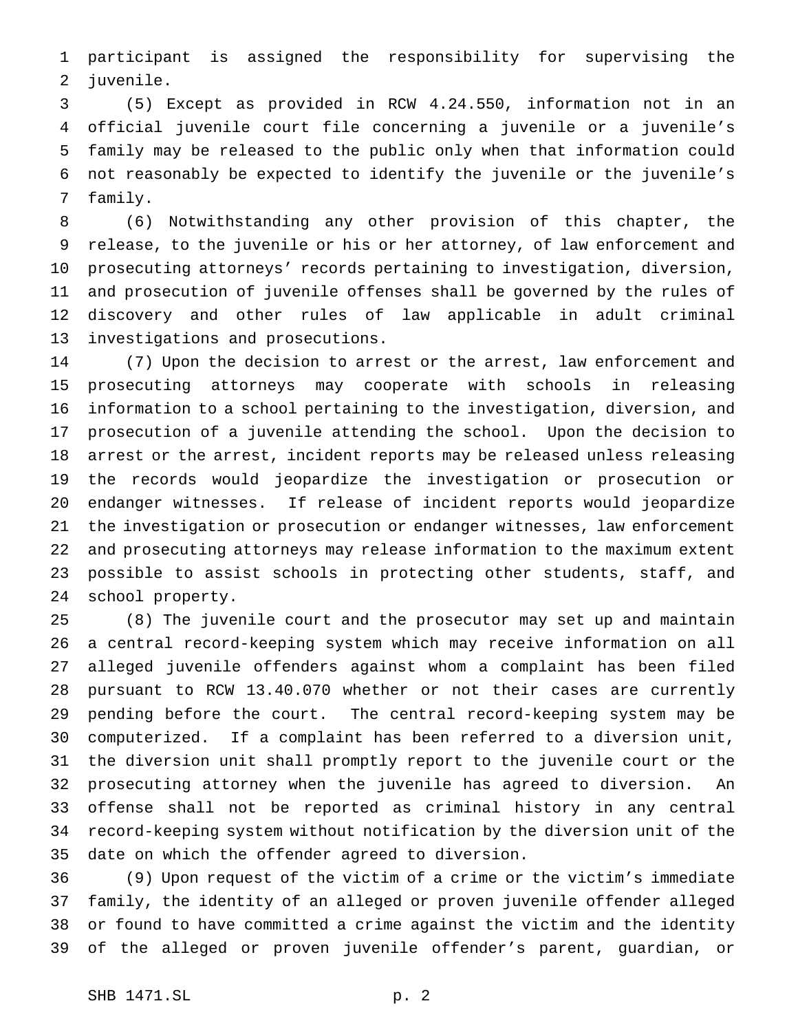participant is assigned the responsibility for supervising the juvenile.

(5) Except as provided in RCW 4.24.550, information not in an official juvenile court file concerning a juvenile or a juvenile's family may be released to the public only when that information could not reasonably be expected to identify the juvenile or the juvenile's family.

(6) Notwithstanding any other provision of this chapter, the release, to the juvenile or his or her attorney, of law enforcement and prosecuting attorneys' records pertaining to investigation, diversion, and prosecution of juvenile offenses shall be governed by the rules of discovery and other rules of law applicable in adult criminal investigations and prosecutions.

(7) Upon the decision to arrest or the arrest, law enforcement and prosecuting attorneys may cooperate with schools in releasing information to a school pertaining to the investigation, diversion, and prosecution of a juvenile attending the school. Upon the decision to arrest or the arrest, incident reports may be released unless releasing the records would jeopardize the investigation or prosecution or endanger witnesses. If release of incident reports would jeopardize the investigation or prosecution or endanger witnesses, law enforcement and prosecuting attorneys may release information to the maximum extent possible to assist schools in protecting other students, staff, and school property.

(8) The juvenile court and the prosecutor may set up and maintain a central record-keeping system which may receive information on all alleged juvenile offenders against whom a complaint has been filed pursuant to RCW 13.40.070 whether or not their cases are currently pending before the court. The central record-keeping system may be computerized. If a complaint has been referred to a diversion unit, the diversion unit shall promptly report to the juvenile court or the prosecuting attorney when the juvenile has agreed to diversion. An offense shall not be reported as criminal history in any central record-keeping system without notification by the diversion unit of the date on which the offender agreed to diversion.

(9) Upon request of the victim of a crime or the victim's immediate family, the identity of an alleged or proven juvenile offender alleged or found to have committed a crime against the victim and the identity of the alleged or proven juvenile offender's parent, guardian, or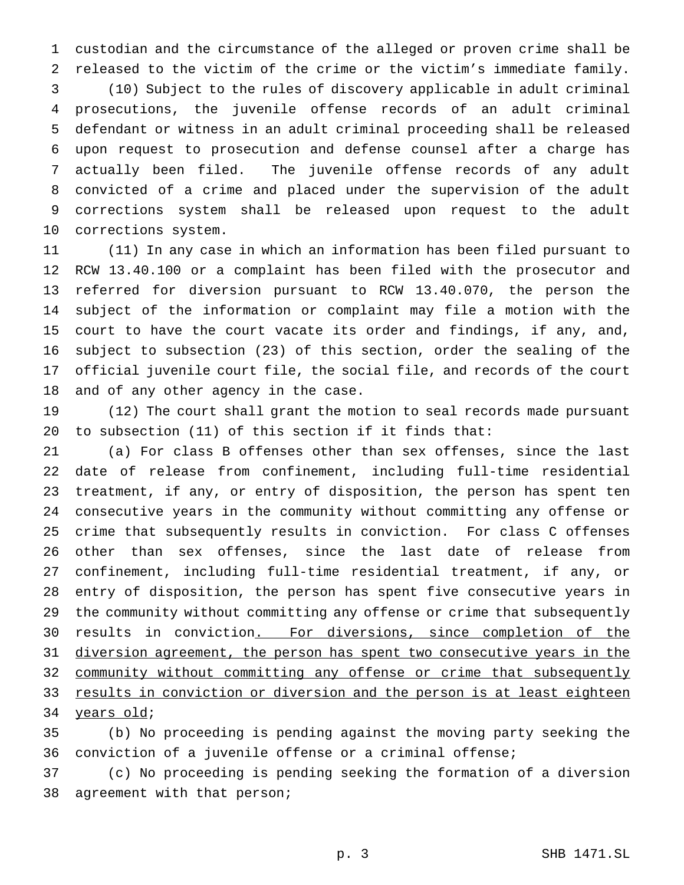custodian and the circumstance of the alleged or proven crime shall be released to the victim of the crime or the victim's immediate family.

(10) Subject to the rules of discovery applicable in adult criminal prosecutions, the juvenile offense records of an adult criminal defendant or witness in an adult criminal proceeding shall be released upon request to prosecution and defense counsel after a charge has actually been filed. The juvenile offense records of any adult convicted of a crime and placed under the supervision of the adult corrections system shall be released upon request to the adult corrections system.

(11) In any case in which an information has been filed pursuant to RCW 13.40.100 or a complaint has been filed with the prosecutor and referred for diversion pursuant to RCW 13.40.070, the person the subject of the information or complaint may file a motion with the court to have the court vacate its order and findings, if any, and, subject to subsection (23) of this section, order the sealing of the official juvenile court file, the social file, and records of the court and of any other agency in the case.

(12) The court shall grant the motion to seal records made pursuant to subsection (11) of this section if it finds that:

(a) For class B offenses other than sex offenses, since the last date of release from confinement, including full-time residential treatment, if any, or entry of disposition, the person has spent ten consecutive years in the community without committing any offense or crime that subsequently results in conviction. For class C offenses other than sex offenses, since the last date of release from confinement, including full-time residential treatment, if any, or entry of disposition, the person has spent five consecutive years in the community without committing any offense or crime that subsequently results in conviction. For diversions, since completion of the diversion agreement, the person has spent two consecutive years in the community without committing any offense or crime that subsequently results in conviction or diversion and the person is at least eighteen years old;

(b) No proceeding is pending against the moving party seeking the conviction of a juvenile offense or a criminal offense;

(c) No proceeding is pending seeking the formation of a diversion agreement with that person;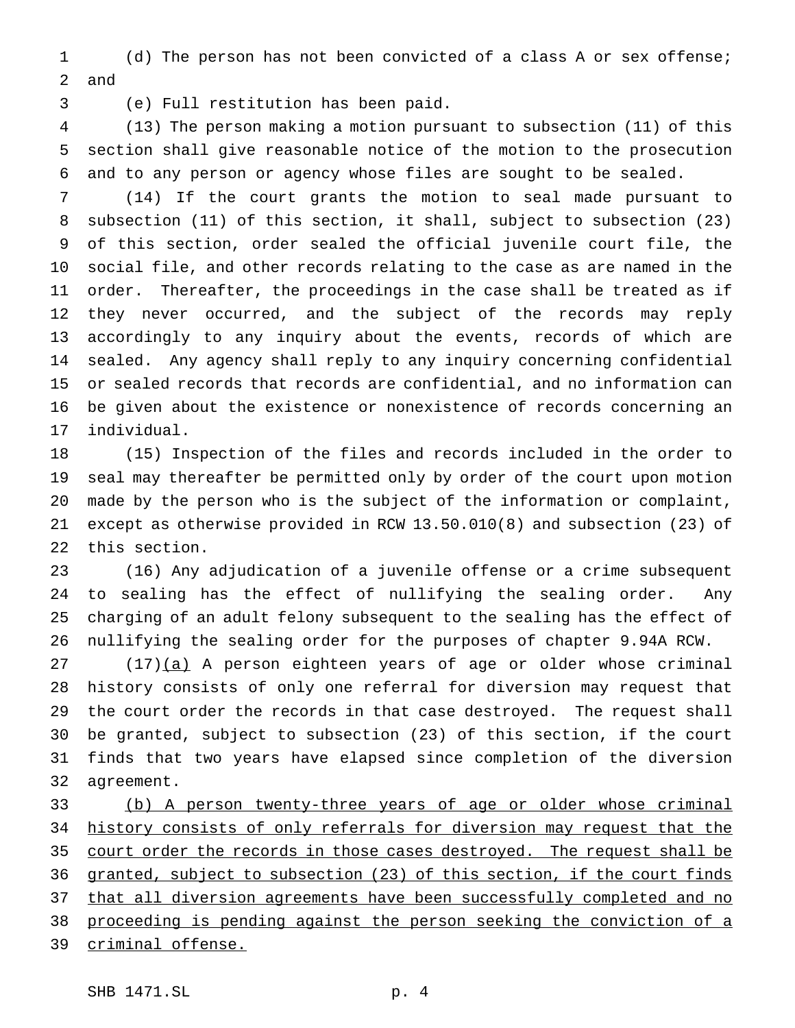(d) The person has not been convicted of a class A or sex offense; and

(e) Full restitution has been paid.

(13) The person making a motion pursuant to subsection (11) of this section shall give reasonable notice of the motion to the prosecution and to any person or agency whose files are sought to be sealed.

(14) If the court grants the motion to seal made pursuant to subsection (11) of this section, it shall, subject to subsection (23) of this section, order sealed the official juvenile court file, the social file, and other records relating to the case as are named in the order. Thereafter, the proceedings in the case shall be treated as if they never occurred, and the subject of the records may reply accordingly to any inquiry about the events, records of which are sealed. Any agency shall reply to any inquiry concerning confidential or sealed records that records are confidential, and no information can be given about the existence or nonexistence of records concerning an individual.

(15) Inspection of the files and records included in the order to seal may thereafter be permitted only by order of the court upon motion made by the person who is the subject of the information or complaint, except as otherwise provided in RCW 13.50.010(8) and subsection (23) of this section.

(16) Any adjudication of a juvenile offense or a crime subsequent to sealing has the effect of nullifying the sealing order. Any charging of an adult felony subsequent to the sealing has the effect of nullifying the sealing order for the purposes of chapter 9.94A RCW.

(17)<u>(a)</u> A person eighteen years of age or older whose criminal history consists of only one referral for diversion may request that the court order the records in that case destroyed. The request shall be granted, subject to subsection (23) of this section, if the court finds that two years have elapsed since completion of the diversion agreement.

<u>(b) A person twenty-three years of age or older whose criminal history consists of only referrals for diversion may request that the court order the records in those cases destroyed. The request shall be granted, subject to subsection (23) of this section, if the court finds that all diversion agreements have been successfully completed and no proceeding is pending against the person seeking the conviction of a criminal offense.</u>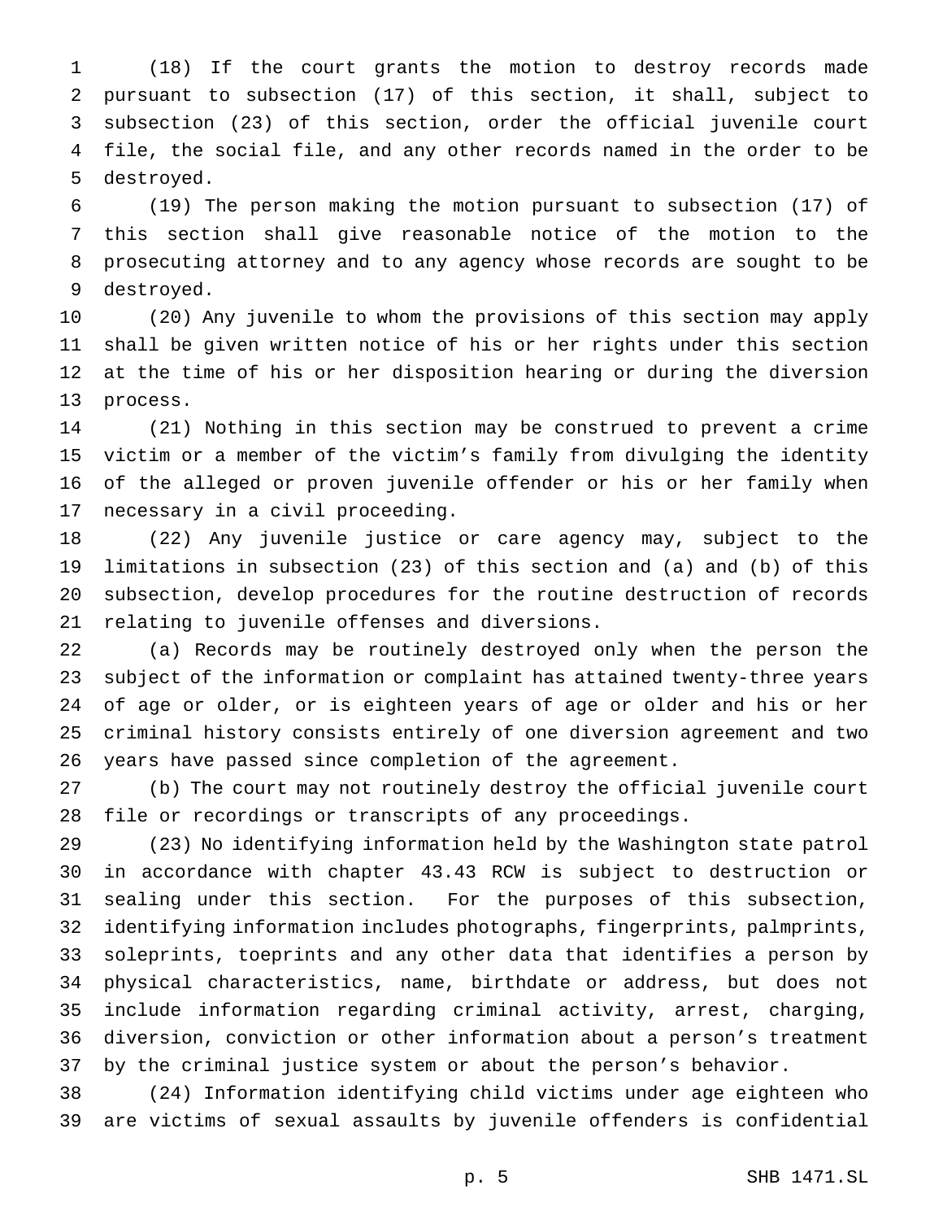(18) If the court grants the motion to destroy records made pursuant to subsection (17) of this section, it shall, subject to subsection (23) of this section, order the official juvenile court file, the social file, and any other records named in the order to be destroyed.

(19) The person making the motion pursuant to subsection (17) of this section shall give reasonable notice of the motion to the prosecuting attorney and to any agency whose records are sought to be destroyed.

(20) Any juvenile to whom the provisions of this section may apply shall be given written notice of his or her rights under this section at the time of his or her disposition hearing or during the diversion process.

(21) Nothing in this section may be construed to prevent a crime victim or a member of the victim's family from divulging the identity of the alleged or proven juvenile offender or his or her family when necessary in a civil proceeding.

(22) Any juvenile justice or care agency may, subject to the limitations in subsection (23) of this section and (a) and (b) of this subsection, develop procedures for the routine destruction of records relating to juvenile offenses and diversions.

(a) Records may be routinely destroyed only when the person the subject of the information or complaint has attained twenty-three years of age or older, or is eighteen years of age or older and his or her criminal history consists entirely of one diversion agreement and two years have passed since completion of the agreement.

(b) The court may not routinely destroy the official juvenile court file or recordings or transcripts of any proceedings.

(23) No identifying information held by the Washington state patrol in accordance with chapter 43.43 RCW is subject to destruction or sealing under this section. For the purposes of this subsection, identifying information includes photographs, fingerprints, palmprints, soleprints, toeprints and any other data that identifies a person by physical characteristics, name, birthdate or address, but does not include information regarding criminal activity, arrest, charging, diversion, conviction or other information about a person's treatment by the criminal justice system or about the person's behavior.

(24) Information identifying child victims under age eighteen who are victims of sexual assaults by juvenile offenders is confidential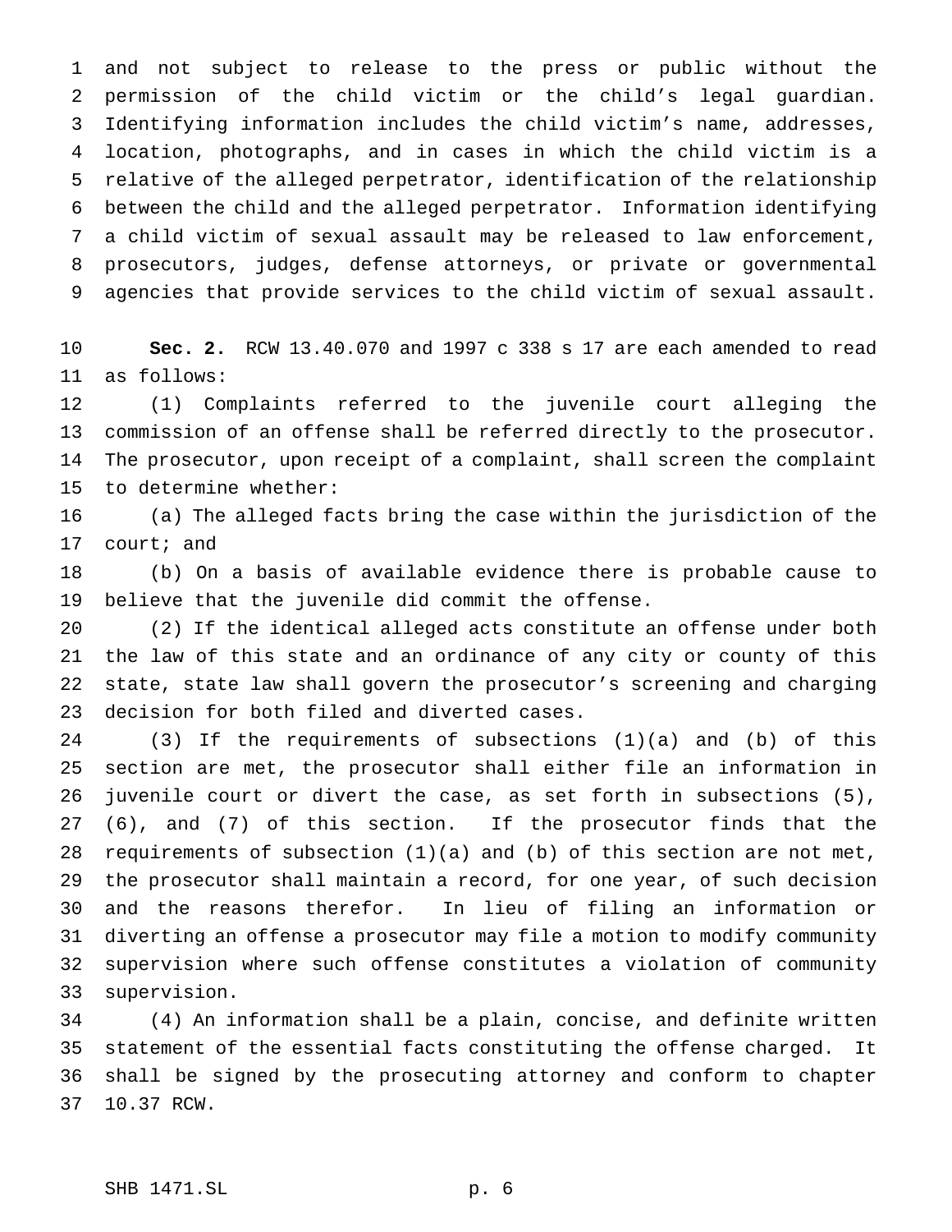and not subject to release to the press or public without the permission of the child victim or the child's legal guardian. Identifying information includes the child victim's name, addresses, location, photographs, and in cases in which the child victim is a relative of the alleged perpetrator, identification of the relationship between the child and the alleged perpetrator. Information identifying a child victim of sexual assault may be released to law enforcement, prosecutors, judges, defense attorneys, or private or governmental agencies that provide services to the child victim of sexual assault.

**Sec. 2.** RCW 13.40.070 and 1997 c 338 s 17 are each amended to read as follows:

(1) Complaints referred to the juvenile court alleging the commission of an offense shall be referred directly to the prosecutor. The prosecutor, upon receipt of a complaint, shall screen the complaint to determine whether:

(a) The alleged facts bring the case within the jurisdiction of the court; and

(b) On a basis of available evidence there is probable cause to believe that the juvenile did commit the offense.

(2) If the identical alleged acts constitute an offense under both the law of this state and an ordinance of any city or county of this state, state law shall govern the prosecutor's screening and charging decision for both filed and diverted cases.

(3) If the requirements of subsections (1)(a) and (b) of this section are met, the prosecutor shall either file an information in juvenile court or divert the case, as set forth in subsections (5), (6), and (7) of this section. If the prosecutor finds that the requirements of subsection (1)(a) and (b) of this section are not met, the prosecutor shall maintain a record, for one year, of such decision and the reasons therefor. In lieu of filing an information or diverting an offense a prosecutor may file a motion to modify community supervision where such offense constitutes a violation of community supervision.

(4) An information shall be a plain, concise, and definite written statement of the essential facts constituting the offense charged. It shall be signed by the prosecuting attorney and conform to chapter 10.37 RCW.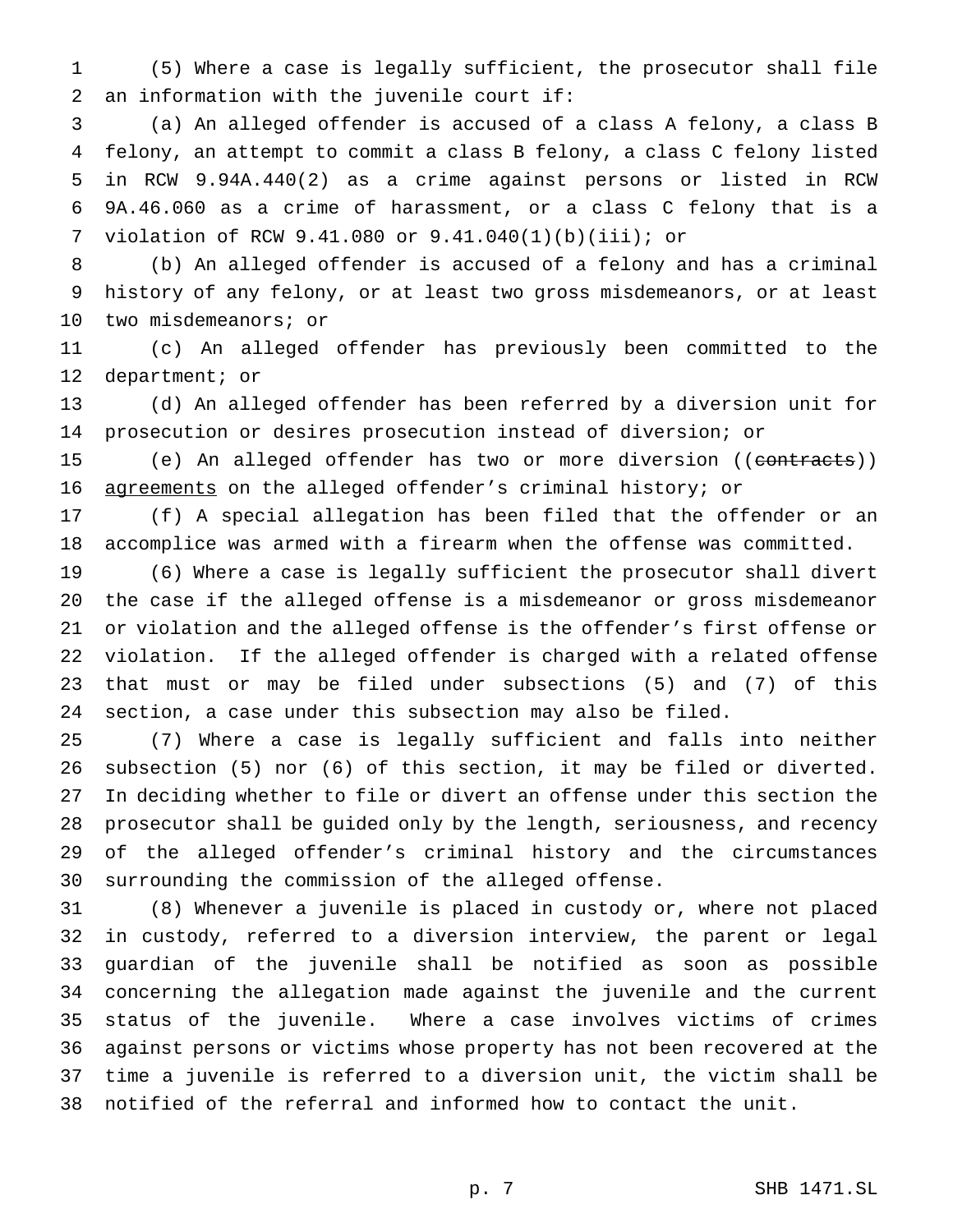(5) Where a case is legally sufficient, the prosecutor shall file an information with the juvenile court if:

(a) An alleged offender is accused of a class A felony, a class B felony, an attempt to commit a class B felony, a class C felony listed in RCW 9.94A.440(2) as a crime against persons or listed in RCW 9A.46.060 as a crime of harassment, or a class C felony that is a violation of RCW 9.41.080 or 9.41.040(1)(b)(iii); or

(b) An alleged offender is accused of a felony and has a criminal history of any felony, or at least two gross misdemeanors, or at least two misdemeanors; or

(c) An alleged offender has previously been committed to the department; or

(d) An alleged offender has been referred by a diversion unit for prosecution or desires prosecution instead of diversion; or

(e) An alleged offender has two or more diversion ((~~contracts~~)) agreements on the alleged offender's criminal history; or

(f) A special allegation has been filed that the offender or an accomplice was armed with a firearm when the offense was committed.

(6) Where a case is legally sufficient the prosecutor shall divert the case if the alleged offense is a misdemeanor or gross misdemeanor or violation and the alleged offense is the offender's first offense or violation. If the alleged offender is charged with a related offense that must or may be filed under subsections (5) and (7) of this section, a case under this subsection may also be filed.

(7) Where a case is legally sufficient and falls into neither subsection (5) nor (6) of this section, it may be filed or diverted. In deciding whether to file or divert an offense under this section the prosecutor shall be guided only by the length, seriousness, and recency of the alleged offender's criminal history and the circumstances surrounding the commission of the alleged offense.

(8) Whenever a juvenile is placed in custody or, where not placed in custody, referred to a diversion interview, the parent or legal guardian of the juvenile shall be notified as soon as possible concerning the allegation made against the juvenile and the current status of the juvenile. Where a case involves victims of crimes against persons or victims whose property has not been recovered at the time a juvenile is referred to a diversion unit, the victim shall be notified of the referral and informed how to contact the unit.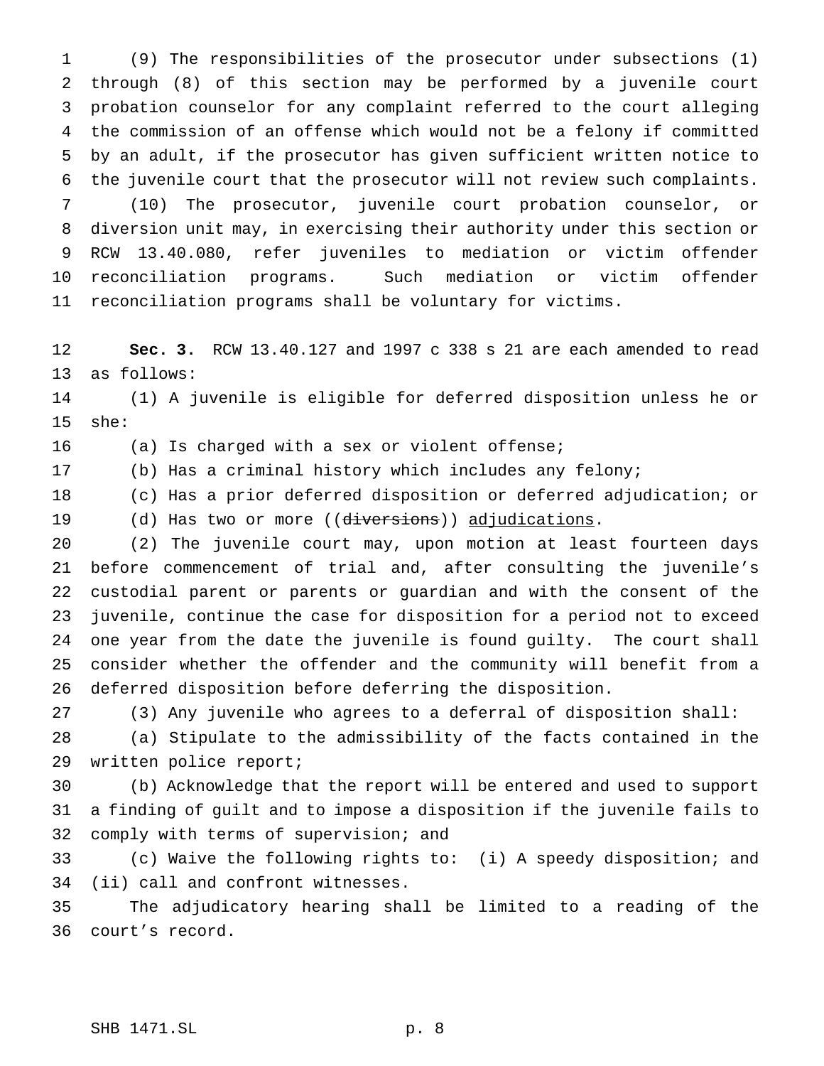(9) The responsibilities of the prosecutor under subsections (1) through (8) of this section may be performed by a juvenile court probation counselor for any complaint referred to the court alleging the commission of an offense which would not be a felony if committed by an adult, if the prosecutor has given sufficient written notice to the juvenile court that the prosecutor will not review such complaints.

(10) The prosecutor, juvenile court probation counselor, or diversion unit may, in exercising their authority under this section or RCW 13.40.080, refer juveniles to mediation or victim offender reconciliation programs. Such mediation or victim offender reconciliation programs shall be voluntary for victims.

**Sec. 3.** RCW 13.40.127 and 1997 c 338 s 21 are each amended to read as follows:

(1) A juvenile is eligible for deferred disposition unless he or she:

(a) Is charged with a sex or violent offense;

(b) Has a criminal history which includes any felony;

(c) Has a prior deferred disposition or deferred adjudication; or

(d) Has two or more ((~~diversions~~)) <u>adjudications</u>.

(2) The juvenile court may, upon motion at least fourteen days before commencement of trial and, after consulting the juvenile's custodial parent or parents or guardian and with the consent of the juvenile, continue the case for disposition for a period not to exceed one year from the date the juvenile is found guilty. The court shall consider whether the offender and the community will benefit from a deferred disposition before deferring the disposition.

(3) Any juvenile who agrees to a deferral of disposition shall:

(a) Stipulate to the admissibility of the facts contained in the written police report;

(b) Acknowledge that the report will be entered and used to support a finding of guilt and to impose a disposition if the juvenile fails to comply with terms of supervision; and

(c) Waive the following rights to: (i) A speedy disposition; and (ii) call and confront witnesses.

The adjudicatory hearing shall be limited to a reading of the court's record.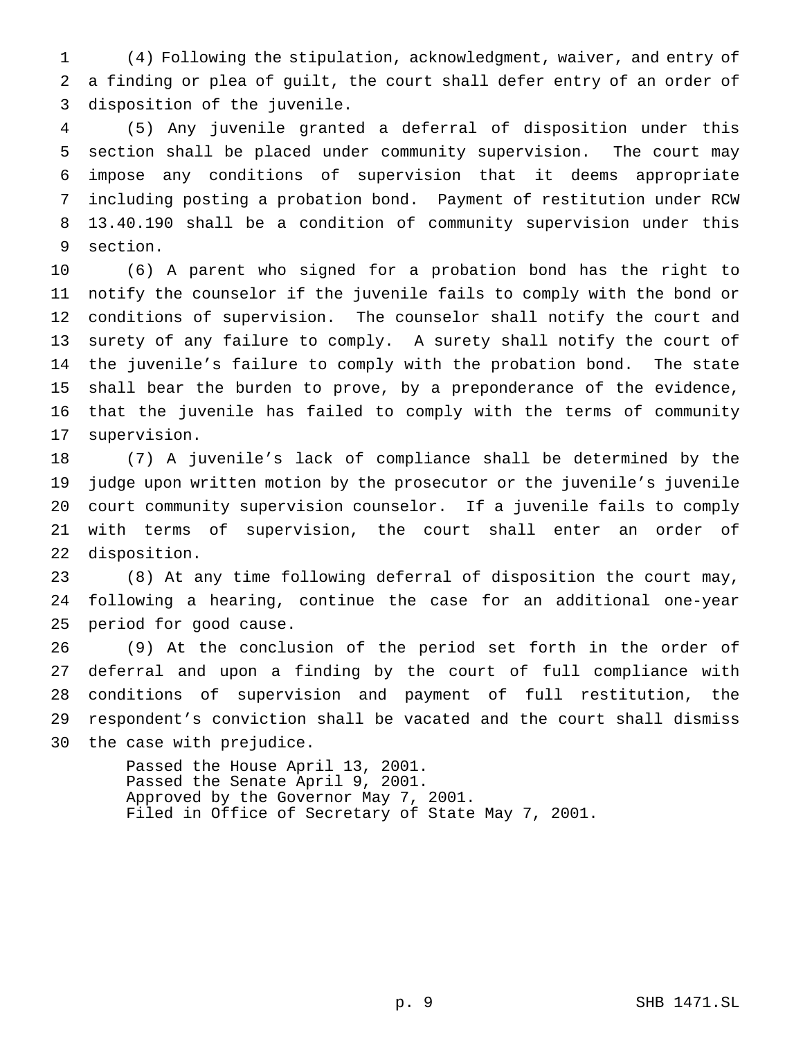(4) Following the stipulation, acknowledgment, waiver, and entry of a finding or plea of guilt, the court shall defer entry of an order of disposition of the juvenile.

(5) Any juvenile granted a deferral of disposition under this section shall be placed under community supervision. The court may impose any conditions of supervision that it deems appropriate including posting a probation bond. Payment of restitution under RCW 13.40.190 shall be a condition of community supervision under this section.

(6) A parent who signed for a probation bond has the right to notify the counselor if the juvenile fails to comply with the bond or conditions of supervision. The counselor shall notify the court and surety of any failure to comply. A surety shall notify the court of the juvenile's failure to comply with the probation bond. The state shall bear the burden to prove, by a preponderance of the evidence, that the juvenile has failed to comply with the terms of community supervision.

(7) A juvenile's lack of compliance shall be determined by the judge upon written motion by the prosecutor or the juvenile's juvenile court community supervision counselor. If a juvenile fails to comply with terms of supervision, the court shall enter an order of disposition.

(8) At any time following deferral of disposition the court may, following a hearing, continue the case for an additional one-year period for good cause.

(9) At the conclusion of the period set forth in the order of deferral and upon a finding by the court of full compliance with conditions of supervision and payment of full restitution, the respondent's conviction shall be vacated and the court shall dismiss the case with prejudice.

Passed the House April 13, 2001.
Passed the Senate April 9, 2001.
Approved by the Governor May 7, 2001.
Filed in Office of Secretary of State May 7, 2001.